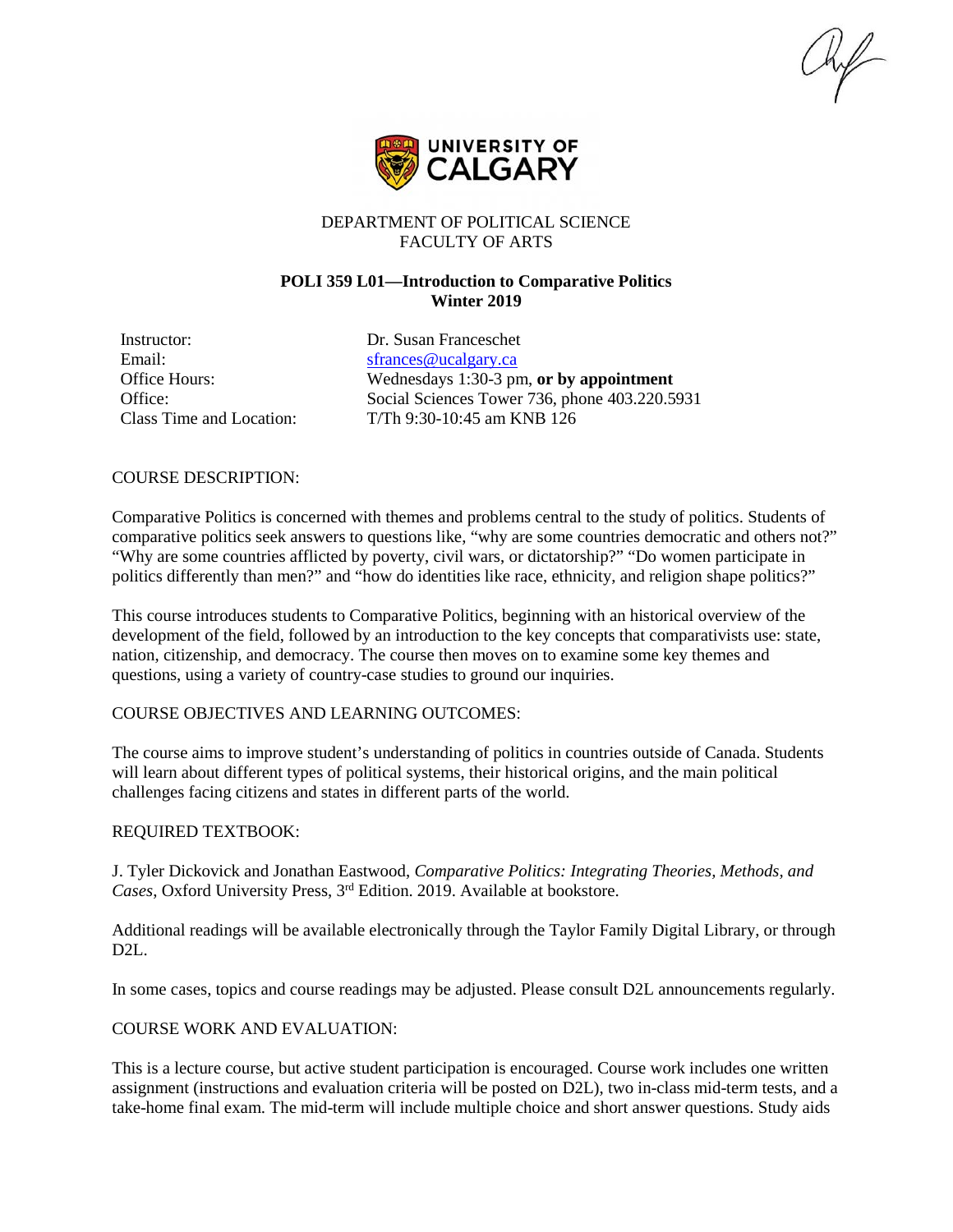DEPARTMENT OF POLITICAL SCIENCE
FACULTY OF ARTS

**POLI 359 L01—Introduction to Comparative Politics**
**Winter 2019**

| | |
|---|---|
| Instructor: | Dr. Susan Franceschet |
| Email: | sfrances@ucalgary.ca |
| Office Hours: | Wednesdays 1:30-3 pm, **or by appointment** |
| Office: | Social Sciences Tower 736, phone 403.220.5931 |
| Class Time and Location: | T/Th 9:30-10:45 am KNB 126 |

## COURSE DESCRIPTION:

Comparative Politics is concerned with themes and problems central to the study of politics. Students of comparative politics seek answers to questions like, "why are some countries democratic and others not?" "Why are some countries afflicted by poverty, civil wars, or dictatorship?" "Do women participate in politics differently than men?" and "how do identities like race, ethnicity, and religion shape politics?"

This course introduces students to Comparative Politics, beginning with an historical overview of the development of the field, followed by an introduction to the key concepts that comparativists use: state, nation, citizenship, and democracy. The course then moves on to examine some key themes and questions, using a variety of country-case studies to ground our inquiries.

## COURSE OBJECTIVES AND LEARNING OUTCOMES:

The course aims to improve student's understanding of politics in countries outside of Canada. Students will learn about different types of political systems, their historical origins, and the main political challenges facing citizens and states in different parts of the world.

## REQUIRED TEXTBOOK:

J. Tyler Dickovick and Jonathan Eastwood, *Comparative Politics: Integrating Theories, Methods, and Cases*, Oxford University Press, 3rd Edition. 2019. Available at bookstore.

Additional readings will be available electronically through the Taylor Family Digital Library, or through D2L.

In some cases, topics and course readings may be adjusted. Please consult D2L announcements regularly.

## COURSE WORK AND EVALUATION:

This is a lecture course, but active student participation is encouraged. Course work includes one written assignment (instructions and evaluation criteria will be posted on D2L), two in-class mid-term tests, and a take-home final exam. The mid-term will include multiple choice and short answer questions. Study aids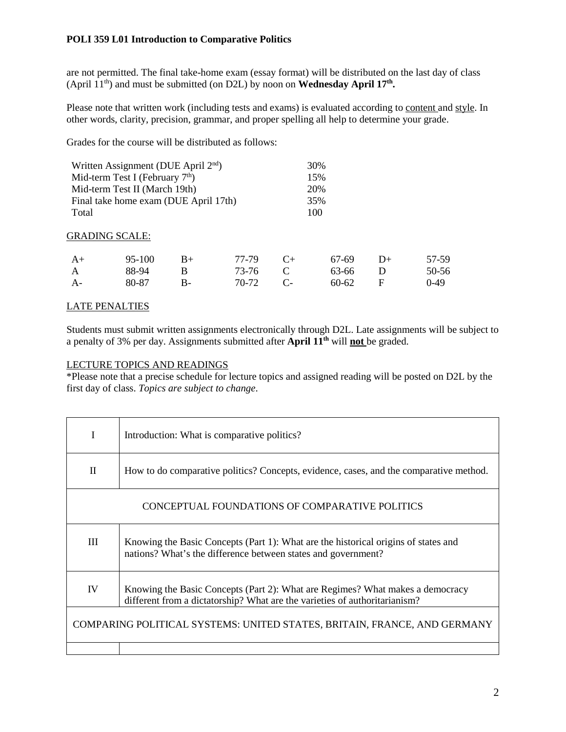are not permitted. The final take-home exam (essay format) will be distributed on the last day of class (April 11th) and must be submitted (on D2L) by noon on **Wednesday April 17th.**

Please note that written work (including tests and exams) is evaluated according to content and style. In other words, clarity, precision, grammar, and proper spelling all help to determine your grade.

Grades for the course will be distributed as follows:

| | |
|---|---|
| Written Assignment (DUE April 2nd) | 30% |
| Mid-term Test I (February 7th) | 15% |
| Mid-term Test II (March 19th) | 20% |
| Final take home exam (DUE April 17th) | 35% |
| Total | 100 |

GRADING SCALE:

| | | | | | | | |
|---|---|---|---|---|---|---|---|
| A+ | 95-100 | B+ | 77-79 | C+ | 67-69 | D+ | 57-59 |
| A | 88-94 | B | 73-76 | C | 63-66 | D | 50-56 |
| A- | 80-87 | B- | 70-72 | C- | 60-62 | F | 0-49 |

LATE PENALTIES

Students must submit written assignments electronically through D2L. Late assignments will be subject to a penalty of 3% per day. Assignments submitted after **April 11th** will **not** be graded.

LECTURE TOPICS AND READINGS

*Please note that a precise schedule for lecture topics and assigned reading will be posted on D2L by the first day of class. *Topics are subject to change*.

| | |
|---|---|
| I | Introduction: What is comparative politics? |
| II | How to do comparative politics? Concepts, evidence, cases, and the comparative method. |
| CONCEPTUAL FOUNDATIONS OF COMPARATIVE POLITICS | |
| III | Knowing the Basic Concepts (Part 1): What are the historical origins of states and nations? What's the difference between states and government? |
| IV | Knowing the Basic Concepts (Part 2): What are Regimes? What makes a democracy different from a dictatorship? What are the varieties of authoritarianism? |
| COMPARING POLITICAL SYSTEMS: UNITED STATES, BRITAIN, FRANCE, AND GERMANY | |
| | |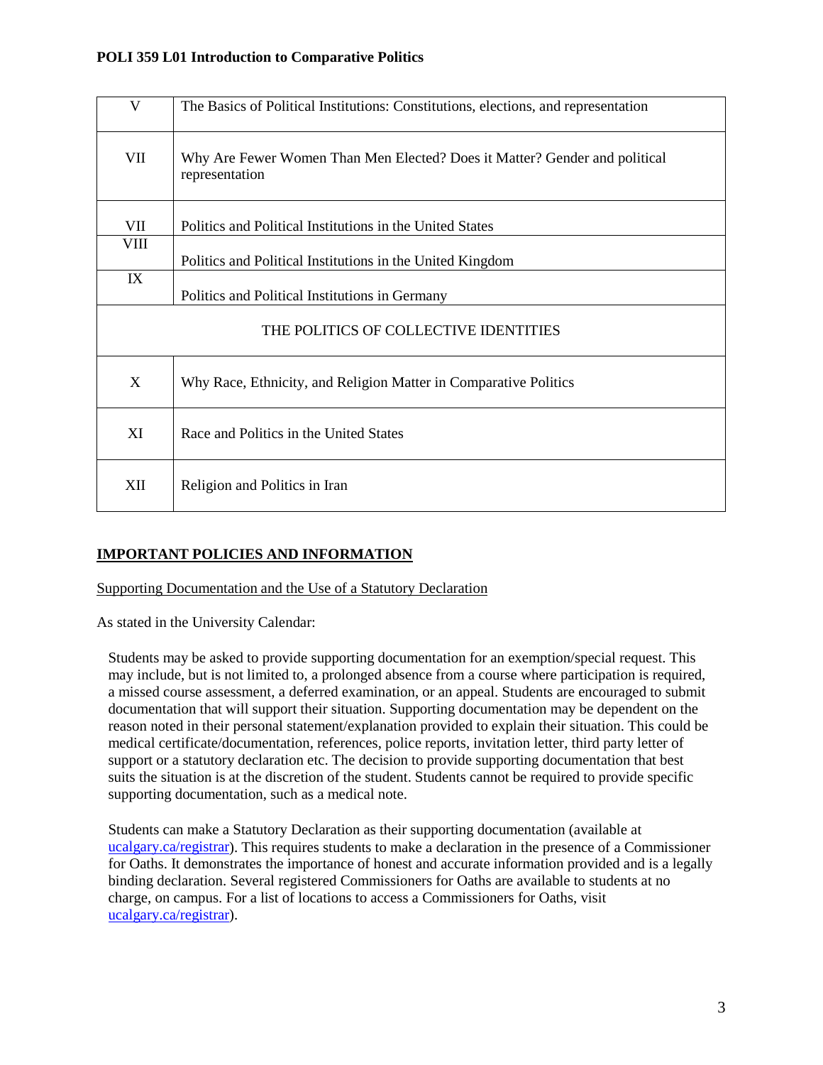| | |
|---|---|
| V | The Basics of Political Institutions: Constitutions, elections, and representation |
| VII | Why Are Fewer Women Than Men Elected? Does it Matter? Gender and political representation |
| VII | Politics and Political Institutions in the United States |
| VIII | Politics and Political Institutions in the United Kingdom |
| IX | Politics and Political Institutions in Germany |
| THE POLITICS OF COLLECTIVE IDENTITIES | |
| X | Why Race, Ethnicity, and Religion Matter in Comparative Politics |
| XI | Race and Politics in the United States |
| XII | Religion and Politics in Iran |

## IMPORTANT POLICIES AND INFORMATION

### Supporting Documentation and the Use of a Statutory Declaration

As stated in the University Calendar:

> Students may be asked to provide supporting documentation for an exemption/special request. This may include, but is not limited to, a prolonged absence from a course where participation is required, a missed course assessment, a deferred examination, or an appeal. Students are encouraged to submit documentation that will support their situation. Supporting documentation may be dependent on the reason noted in their personal statement/explanation provided to explain their situation. This could be medical certificate/documentation, references, police reports, invitation letter, third party letter of support or a statutory declaration etc. The decision to provide supporting documentation that best suits the situation is at the discretion of the student. Students cannot be required to provide specific supporting documentation, such as a medical note.
>
> Students can make a Statutory Declaration as their supporting documentation (available at ucalgary.ca/registrar). This requires students to make a declaration in the presence of a Commissioner for Oaths. It demonstrates the importance of honest and accurate information provided and is a legally binding declaration. Several registered Commissioners for Oaths are available to students at no charge, on campus. For a list of locations to access a Commissioners for Oaths, visit ucalgary.ca/registrar).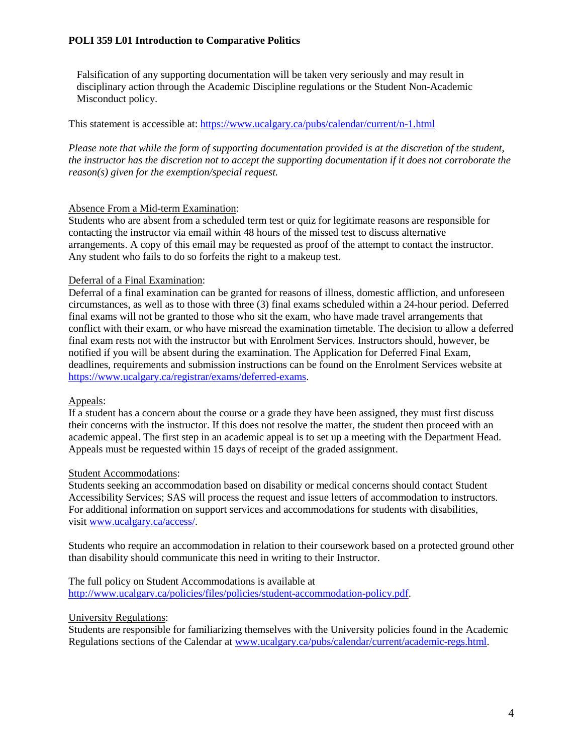Falsification of any supporting documentation will be taken very seriously and may result in disciplinary action through the Academic Discipline regulations or the Student Non-Academic Misconduct policy.

This statement is accessible at: https://www.ucalgary.ca/pubs/calendar/current/n-1.html

*Please note that while the form of supporting documentation provided is at the discretion of the student, the instructor has the discretion not to accept the supporting documentation if it does not corroborate the reason(s) given for the exemption/special request.*

Absence From a Mid-term Examination:
Students who are absent from a scheduled term test or quiz for legitimate reasons are responsible for contacting the instructor via email within 48 hours of the missed test to discuss alternative arrangements. A copy of this email may be requested as proof of the attempt to contact the instructor. Any student who fails to do so forfeits the right to a makeup test.

Deferral of a Final Examination:
Deferral of a final examination can be granted for reasons of illness, domestic affliction, and unforeseen circumstances, as well as to those with three (3) final exams scheduled within a 24-hour period. Deferred final exams will not be granted to those who sit the exam, who have made travel arrangements that conflict with their exam, or who have misread the examination timetable. The decision to allow a deferred final exam rests not with the instructor but with Enrolment Services. Instructors should, however, be notified if you will be absent during the examination. The Application for Deferred Final Exam, deadlines, requirements and submission instructions can be found on the Enrolment Services website at https://www.ucalgary.ca/registrar/exams/deferred-exams.

Appeals:
If a student has a concern about the course or a grade they have been assigned, they must first discuss their concerns with the instructor. If this does not resolve the matter, the student then proceed with an academic appeal. The first step in an academic appeal is to set up a meeting with the Department Head. Appeals must be requested within 15 days of receipt of the graded assignment.

Student Accommodations:
Students seeking an accommodation based on disability or medical concerns should contact Student Accessibility Services; SAS will process the request and issue letters of accommodation to instructors. For additional information on support services and accommodations for students with disabilities, visit www.ucalgary.ca/access/.

Students who require an accommodation in relation to their coursework based on a protected ground other than disability should communicate this need in writing to their Instructor.

The full policy on Student Accommodations is available at http://www.ucalgary.ca/policies/files/policies/student-accommodation-policy.pdf.

University Regulations:
Students are responsible for familiarizing themselves with the University policies found in the Academic Regulations sections of the Calendar at www.ucalgary.ca/pubs/calendar/current/academic-regs.html.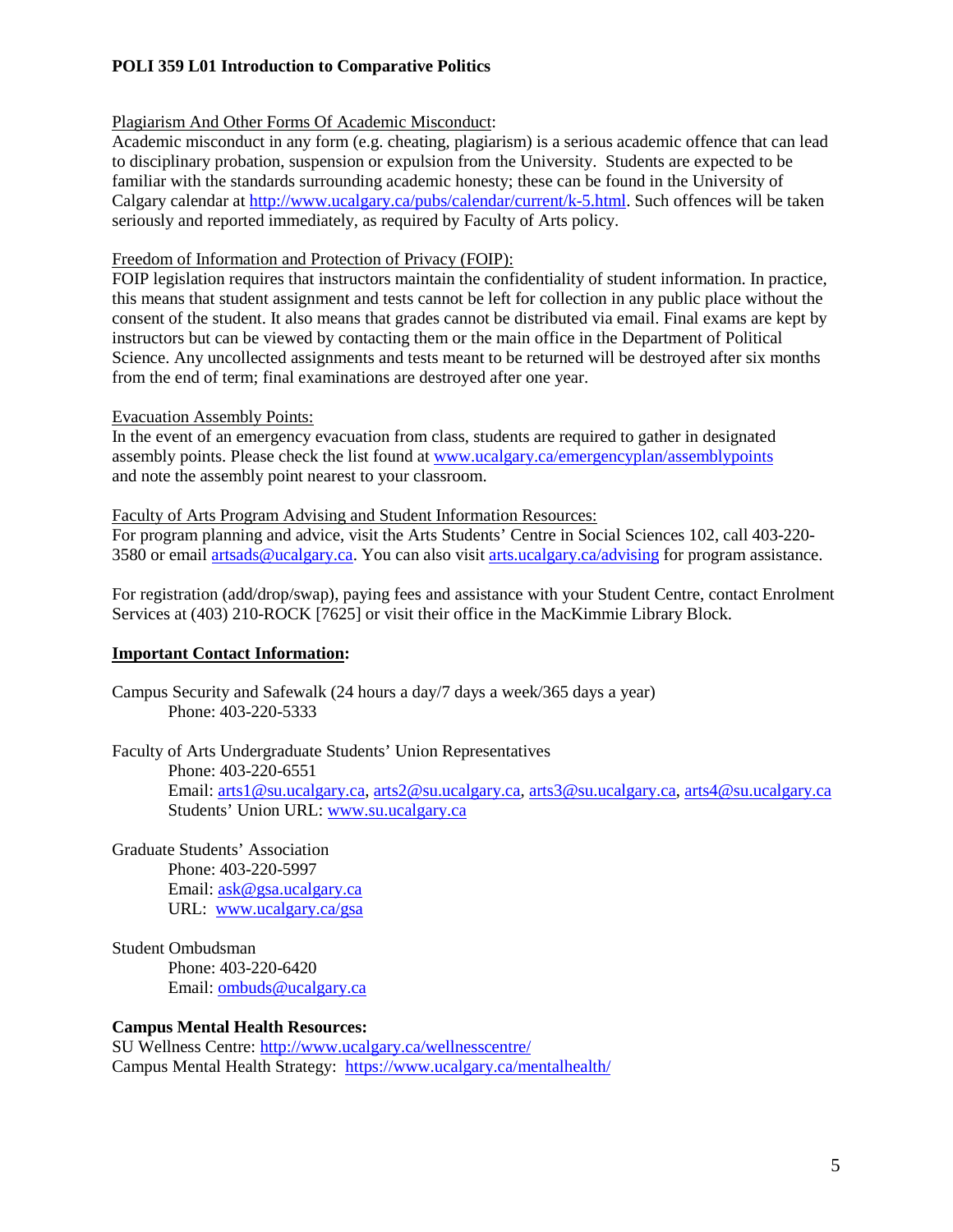Plagiarism And Other Forms Of Academic Misconduct:
Academic misconduct in any form (e.g. cheating, plagiarism) is a serious academic offence that can lead to disciplinary probation, suspension or expulsion from the University. Students are expected to be familiar with the standards surrounding academic honesty; these can be found in the University of Calgary calendar at http://www.ucalgary.ca/pubs/calendar/current/k-5.html. Such offences will be taken seriously and reported immediately, as required by Faculty of Arts policy.

Freedom of Information and Protection of Privacy (FOIP):
FOIP legislation requires that instructors maintain the confidentiality of student information. In practice, this means that student assignment and tests cannot be left for collection in any public place without the consent of the student. It also means that grades cannot be distributed via email. Final exams are kept by instructors but can be viewed by contacting them or the main office in the Department of Political Science. Any uncollected assignments and tests meant to be returned will be destroyed after six months from the end of term; final examinations are destroyed after one year.

Evacuation Assembly Points:
In the event of an emergency evacuation from class, students are required to gather in designated assembly points. Please check the list found at www.ucalgary.ca/emergencyplan/assemblypoints and note the assembly point nearest to your classroom.

Faculty of Arts Program Advising and Student Information Resources:
For program planning and advice, visit the Arts Students' Centre in Social Sciences 102, call 403-220-3580 or email artsads@ucalgary.ca. You can also visit arts.ucalgary.ca/advising for program assistance.

For registration (add/drop/swap), paying fees and assistance with your Student Centre, contact Enrolment Services at (403) 210-ROCK [7625] or visit their office in the MacKimmie Library Block.

**Important Contact Information:**

Campus Security and Safewalk (24 hours a day/7 days a week/365 days a year)
Phone: 403-220-5333

Faculty of Arts Undergraduate Students' Union Representatives
Phone: 403-220-6551
Email: arts1@su.ucalgary.ca, arts2@su.ucalgary.ca, arts3@su.ucalgary.ca, arts4@su.ucalgary.ca
Students' Union URL: www.su.ucalgary.ca

Graduate Students' Association
Phone: 403-220-5997
Email: ask@gsa.ucalgary.ca
URL: www.ucalgary.ca/gsa

Student Ombudsman
Phone: 403-220-6420
Email: ombuds@ucalgary.ca

**Campus Mental Health Resources:**
SU Wellness Centre: http://www.ucalgary.ca/wellnesscentre/
Campus Mental Health Strategy: https://www.ucalgary.ca/mentalhealth/